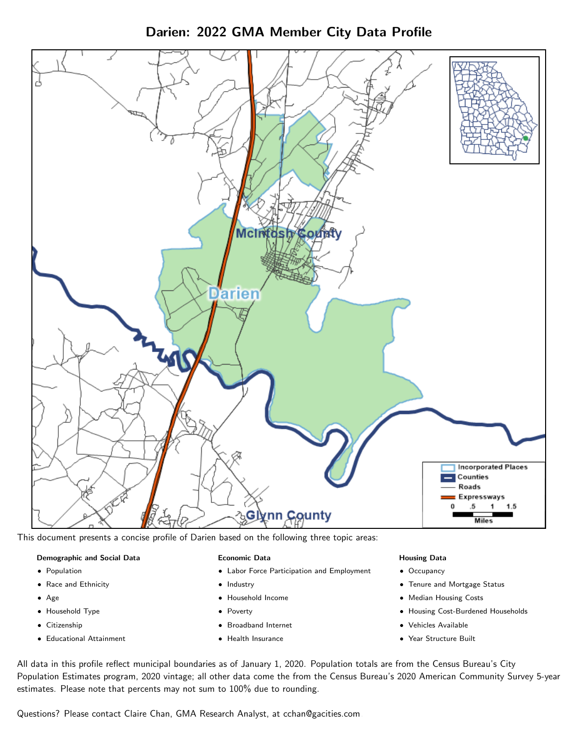# Darien: 2022 GMA Member City Data Profile

This document presents a concise profile of Darien based on the following three topic areas:

**Demographic and Social Data**

- Population
- Race and Ethnicity
- Age
- Household Type
- Citizenship
- Educational Attainment

**Economic Data**

- Labor Force Participation and Employment
- Industry
- Household Income
- Poverty
- Broadband Internet
- Health Insurance

**Housing Data**

- Occupancy
- Tenure and Mortgage Status
- Median Housing Costs
- Housing Cost-Burdened Households
- Vehicles Available
- Year Structure Built

All data in this profile reflect municipal boundaries as of January 1, 2020. Population totals are from the Census Bureau's City Population Estimates program, 2020 vintage; all other data come the from the Census Bureau's 2020 American Community Survey 5-year estimates. Please note that percents may not sum to 100% due to rounding.

Questions? Please contact Claire Chan, GMA Research Analyst, at cchan@gacities.com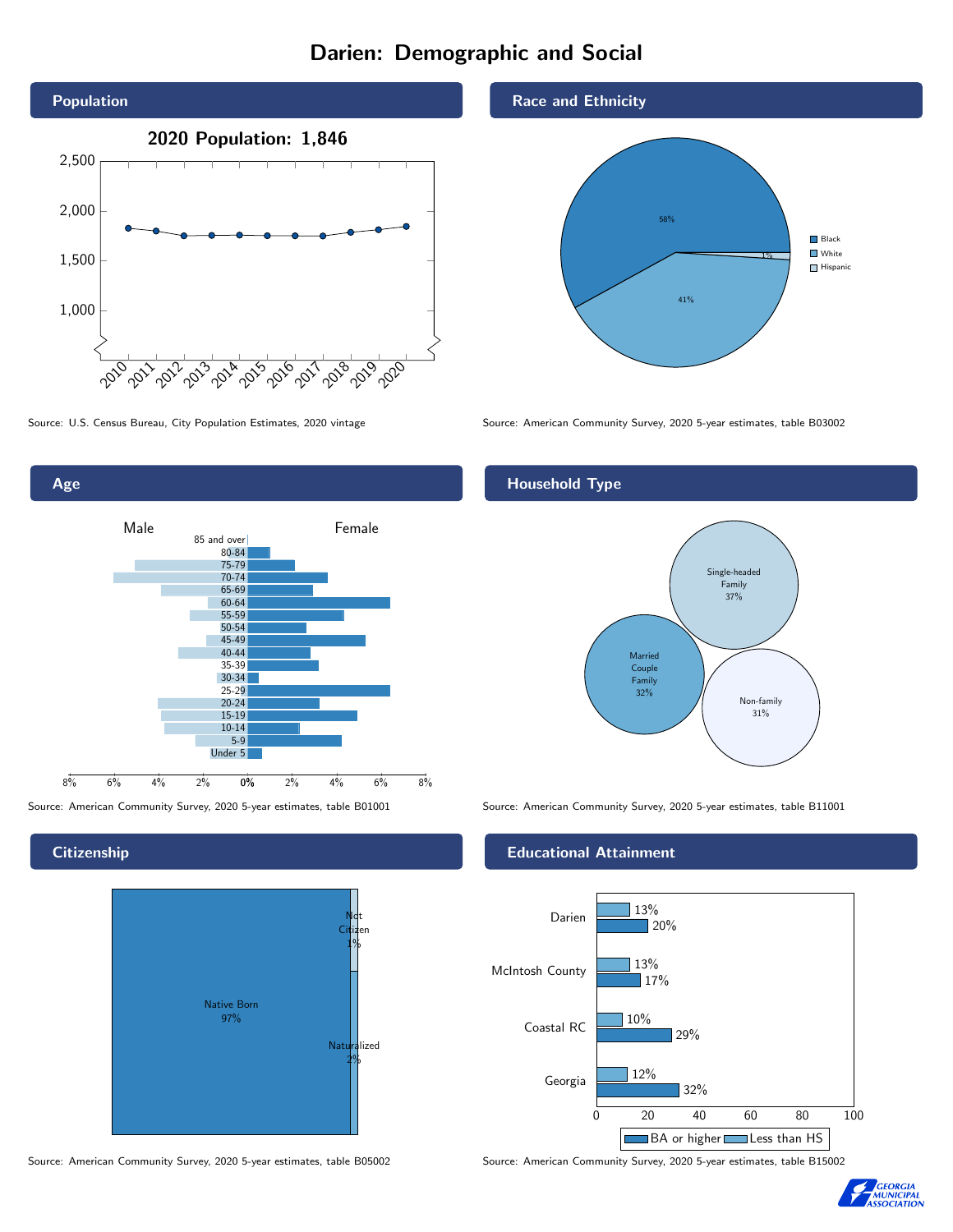# Darien: Demographic and Social

## Population

**2020 Population: 1,846**

Source: U.S. Census Bureau, City Population Estimates, 2020 vintage

## Race and Ethnicity

| Race/Ethnicity | Percent |
|---|---|
| Black | 58% |
| White | 41% |
| Hispanic | 1% |

Source: American Community Survey, 2020 5-year estimates, table B03002

## Age

Source: American Community Survey, 2020 5-year estimates, table B01001

## Household Type

| Household Type | Percent |
|---|---|
| Single-headed Family | 37% |
| Married Couple Family | 32% |
| Non-family | 31% |

Source: American Community Survey, 2020 5-year estimates, table B11001

## Citizenship

| Citizenship | Percent |
|---|---|
| Native Born | 97% |
| Not Citizen | 1% |
| Naturalized | 2% |

Source: American Community Survey, 2020 5-year estimates, table B05002

## Educational Attainment

| Area | Less than HS | BA or higher |
|---|---|---|
| Darien | 13% | 20% |
| McIntosh County | 13% | 17% |
| Coastal RC | 10% | 29% |
| Georgia | 12% | 32% |

Source: American Community Survey, 2020 5-year estimates, table B15002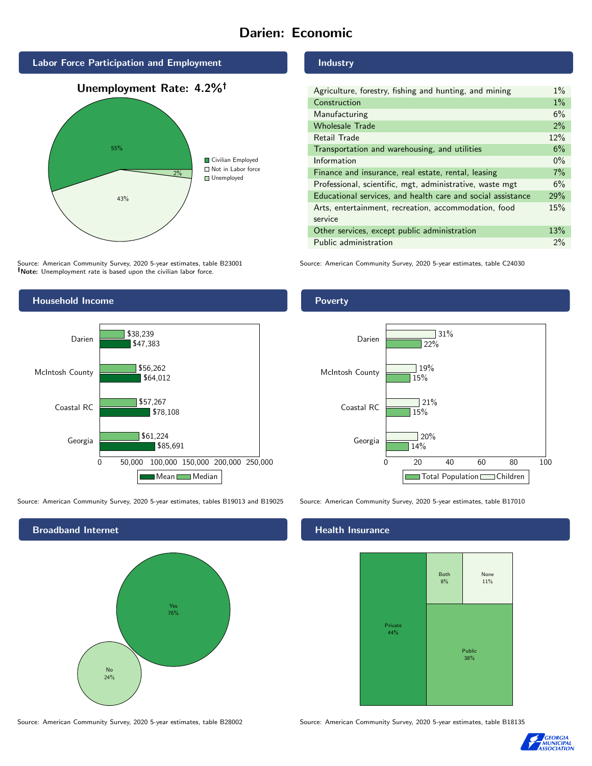# Darien: Economic

## Labor Force Participation and Employment

**Unemployment Rate: 4.2%†**

| Category | Percent |
|---|---|
| Civilian Employed | 55% |
| Not in Labor force | 43% |
| Unemployed | 2% |

Source: American Community Survey, 2020 5-year estimates, table B23001
**†Note:** Unemployment rate is based upon the civilian labor force.

## Industry

| Industry | Percent |
|---|---|
| Agriculture, forestry, fishing and hunting, and mining | 1% |
| Construction | 1% |
| Manufacturing | 6% |
| Wholesale Trade | 2% |
| Retail Trade | 12% |
| Transportation and warehousing, and utilities | 6% |
| Information | 0% |
| Finance and insurance, real estate, rental, leasing | 7% |
| Professional, scientific, mgt, administrative, waste mgt | 6% |
| Educational services, and health care and social assistance | 29% |
| Arts, entertainment, recreation, accommodation, food service | 15% |
| Other services, except public administration | 13% |
| Public administration | 2% |

Source: American Community Survey, 2020 5-year estimates, table C24030

## Household Income

| | Median | Mean |
|---|---|---|
| Darien | $38,239 | $47,383 |
| McIntosh County | $56,262 | $64,012 |
| Coastal RC | $57,267 | $78,108 |
| Georgia | $61,224 | $85,691 |

Source: American Community Survey, 2020 5-year estimates, tables B19013 and B19025

## Poverty

| | Children | Total Population |
|---|---|---|
| Darien | 31% | 22% |
| McIntosh County | 19% | 15% |
| Coastal RC | 21% | 15% |
| Georgia | 20% | 14% |

Source: American Community Survey, 2020 5-year estimates, table B17010

## Broadband Internet

| Response | Percent |
|---|---|
| Yes | 76% |
| No | 24% |

Source: American Community Survey, 2020 5-year estimates, table B28002

## Health Insurance

| Type | Percent |
|---|---|
| Private | 44% |
| Public | 38% |
| Both | 8% |
| None | 11% |

Source: American Community Survey, 2020 5-year estimates, table B18135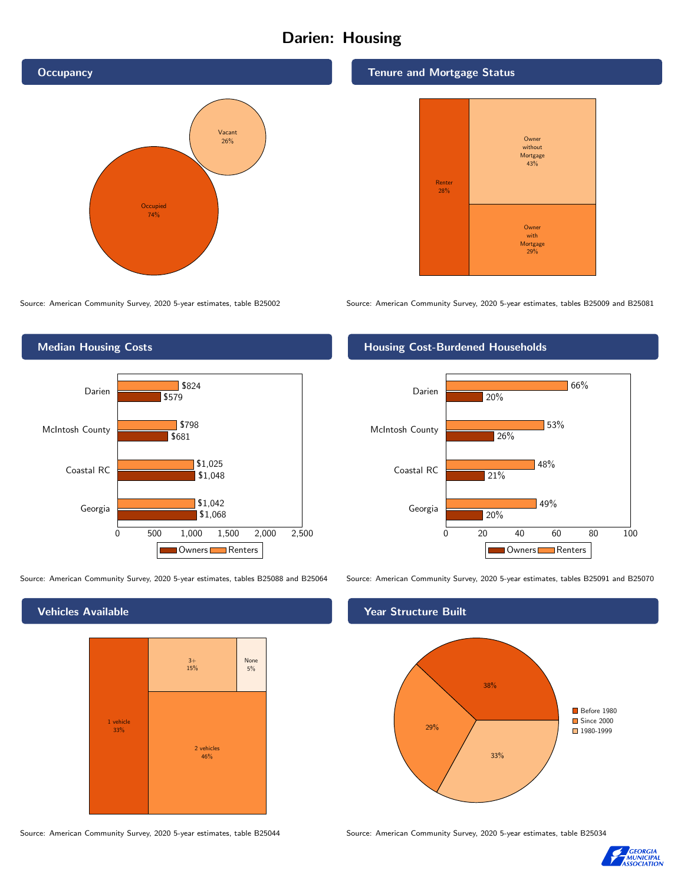# Darien: Housing

## Occupancy

Vacant
26%

Occupied
74%

Source: American Community Survey, 2020 5-year estimates, table B25002

## Tenure and Mortgage Status

Renter
28%

Owner
without
Mortgage
43%

Owner
with
Mortgage
29%

Source: American Community Survey, 2020 5-year estimates, tables B25009 and B25081

## Median Housing Costs

Darien
$824
$579

McIntosh County
$798
$681

Coastal RC
$1,025
$1,048

Georgia
$1,042
$1,068

0 500 1,000 1,500 2,000 2,500

Owners Renters

Source: American Community Survey, 2020 5-year estimates, tables B25088 and B25064

## Housing Cost-Burdened Households

Darien
66%
20%

McIntosh County
53%
26%

Coastal RC
48%
21%

Georgia
49%
20%

0 20 40 60 80 100

Owners Renters

Source: American Community Survey, 2020 5-year estimates, tables B25091 and B25070

## Vehicles Available

1 vehicle
33%

3+
15%

None
5%

2 vehicles
46%

Source: American Community Survey, 2020 5-year estimates, table B25044

## Year Structure Built

38%

29%

33%

Before 1980
Since 2000
1980-1999

Source: American Community Survey, 2020 5-year estimates, table B25034